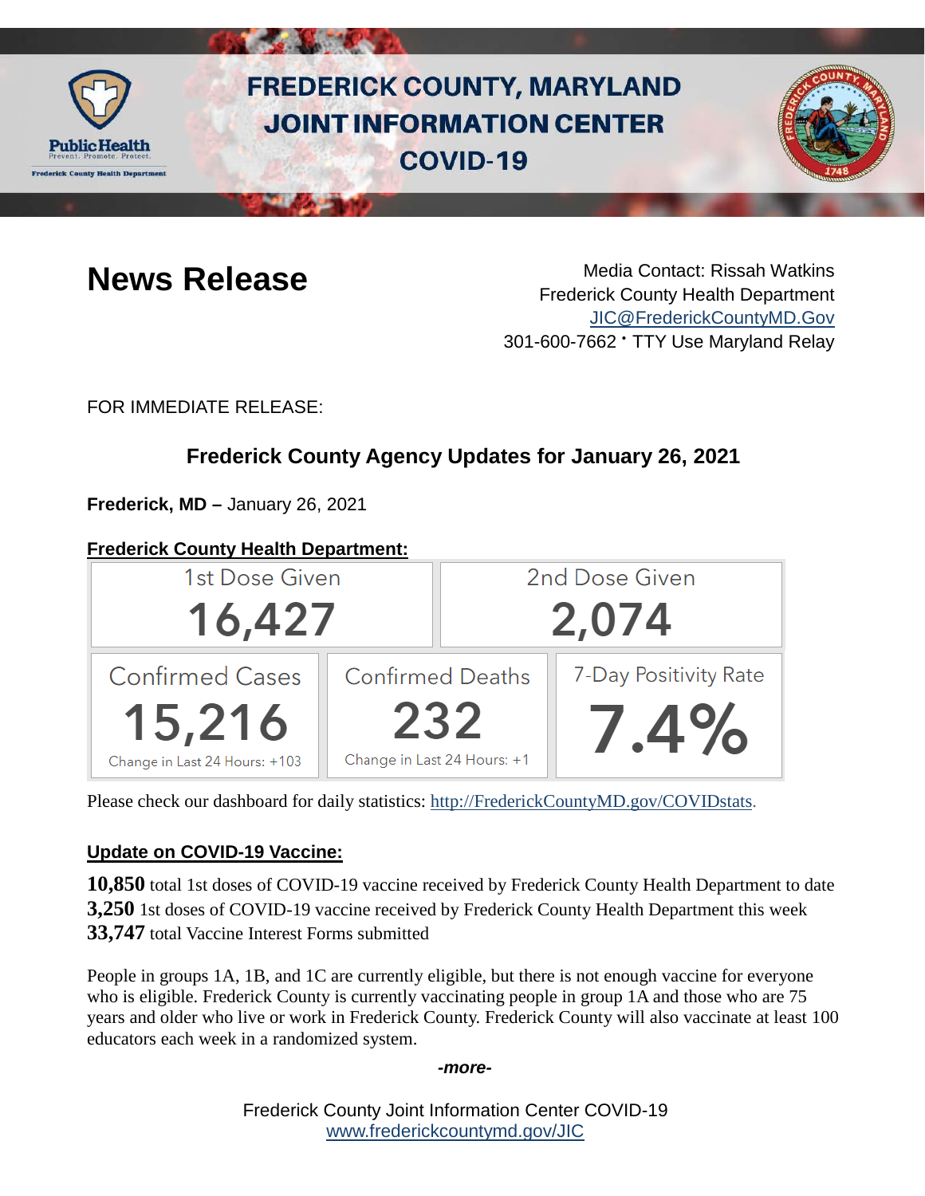# FREDERICK COUNTY, MARYLAND JOINT INFORMATION CENTER COVID-19

Public Health
Prevent. Promote. Protect.
Frederick County Health Department

## News Release

Media Contact: Rissah Watkins
Frederick County Health Department
JIC@FrederickCountyMD.Gov
301-600-7662 • TTY Use Maryland Relay

FOR IMMEDIATE RELEASE:

### Frederick County Agency Updates for January 26, 2021

**Frederick, MD –** January 26, 2021

**Frederick County Health Department:**

| 1st Dose Given | 2nd Dose Given |
|---|---|
| 16,427 | 2,074 |

| Confirmed Cases | Confirmed Deaths | 7-Day Positivity Rate |
|---|---|---|
| 15,216 | 232 | 7.4% |
| Change in Last 24 Hours: +103 | Change in Last 24 Hours: +1 | |

Please check our dashboard for daily statistics: http://FrederickCountyMD.gov/COVIDstats.

**Update on COVID-19 Vaccine:**

**10,850** total 1st doses of COVID-19 vaccine received by Frederick County Health Department to date
**3,250** 1st doses of COVID-19 vaccine received by Frederick County Health Department this week
**33,747** total Vaccine Interest Forms submitted

People in groups 1A, 1B, and 1C are currently eligible, but there is not enough vaccine for everyone who is eligible. Frederick County is currently vaccinating people in group 1A and those who are 75 years and older who live or work in Frederick County. Frederick County will also vaccinate at least 100 educators each week in a randomized system.

*-more-*

Frederick County Joint Information Center COVID-19
www.frederickcountymd.gov/JIC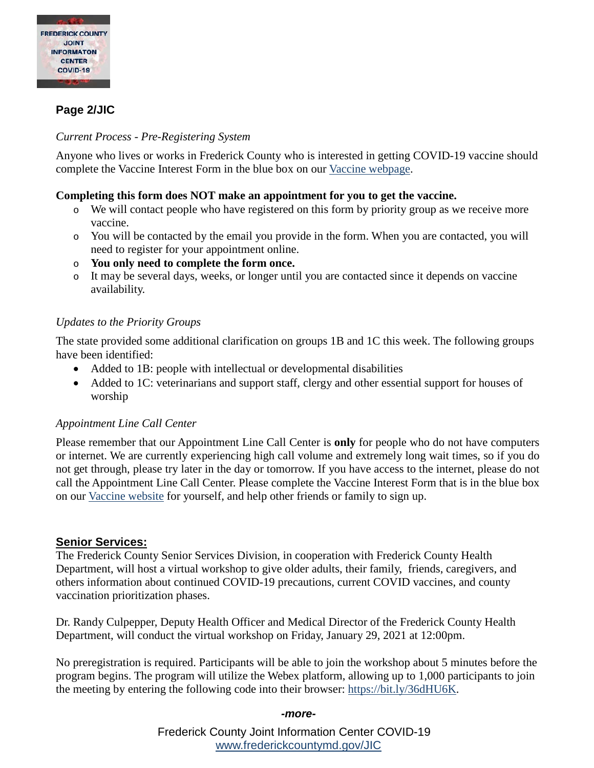**Page 2/JIC**

*Current Process - Pre-Registering System*

Anyone who lives or works in Frederick County who is interested in getting COVID-19 vaccine should complete the Vaccine Interest Form in the blue box on our [Vaccine webpage](#).

**Completing this form does NOT make an appointment for you to get the vaccine.**

- We will contact people who have registered on this form by priority group as we receive more vaccine.
- You will be contacted by the email you provide in the form. When you are contacted, you will need to register for your appointment online.
- **You only need to complete the form once.**
- It may be several days, weeks, or longer until you are contacted since it depends on vaccine availability.

*Updates to the Priority Groups*

The state provided some additional clarification on groups 1B and 1C this week. The following groups have been identified:

- Added to 1B: people with intellectual or developmental disabilities
- Added to 1C: veterinarians and support staff, clergy and other essential support for houses of worship

*Appointment Line Call Center*

Please remember that our Appointment Line Call Center is **only** for people who do not have computers or internet. We are currently experiencing high call volume and extremely long wait times, so if you do not get through, please try later in the day or tomorrow. If you have access to the internet, please do not call the Appointment Line Call Center. Please complete the Vaccine Interest Form that is in the blue box on our [Vaccine website](#) for yourself, and help other friends or family to sign up.

## Senior Services:

The Frederick County Senior Services Division, in cooperation with Frederick County Health Department, will host a virtual workshop to give older adults, their family, friends, caregivers, and others information about continued COVID-19 precautions, current COVID vaccines, and county vaccination prioritization phases.

Dr. Randy Culpepper, Deputy Health Officer and Medical Director of the Frederick County Health Department, will conduct the virtual workshop on Friday, January 29, 2021 at 12:00pm.

No preregistration is required. Participants will be able to join the workshop about 5 minutes before the program begins. The program will utilize the Webex platform, allowing up to 1,000 participants to join the meeting by entering the following code into their browser: https://bit.ly/36dHU6K.

***-more-***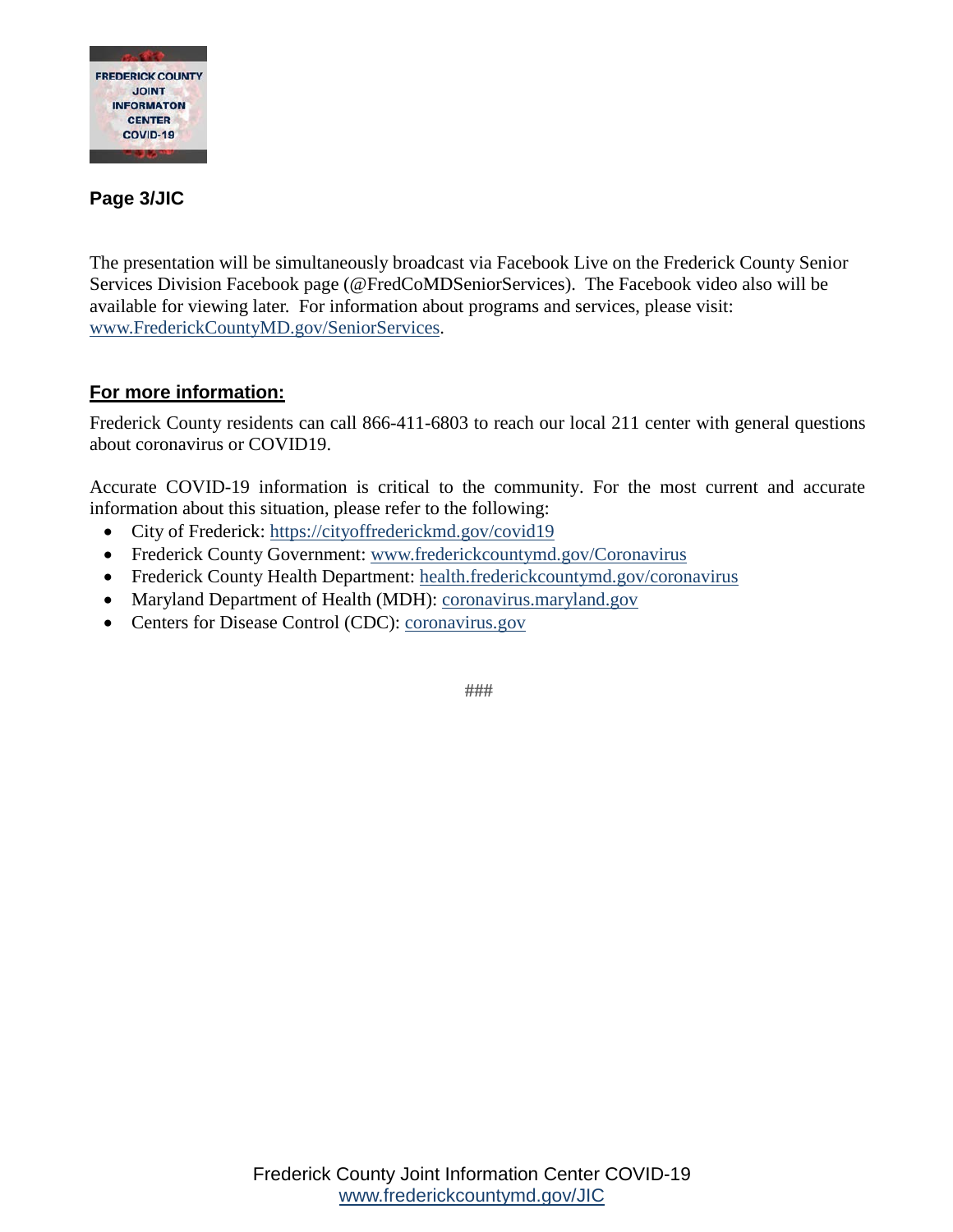**Page 3/JIC**

The presentation will be simultaneously broadcast via Facebook Live on the Frederick County Senior Services Division Facebook page (@FredCoMDSeniorServices). The Facebook video also will be available for viewing later. For information about programs and services, please visit: www.FrederickCountyMD.gov/SeniorServices.

## For more information:

Frederick County residents can call 866-411-6803 to reach our local 211 center with general questions about coronavirus or COVID19.

Accurate COVID-19 information is critical to the community. For the most current and accurate information about this situation, please refer to the following:

- City of Frederick: https://cityoffrederickmd.gov/covid19
- Frederick County Government: www.frederickcountymd.gov/Coronavirus
- Frederick County Health Department: health.frederickcountymd.gov/coronavirus
- Maryland Department of Health (MDH): coronavirus.maryland.gov
- Centers for Disease Control (CDC): coronavirus.gov

###